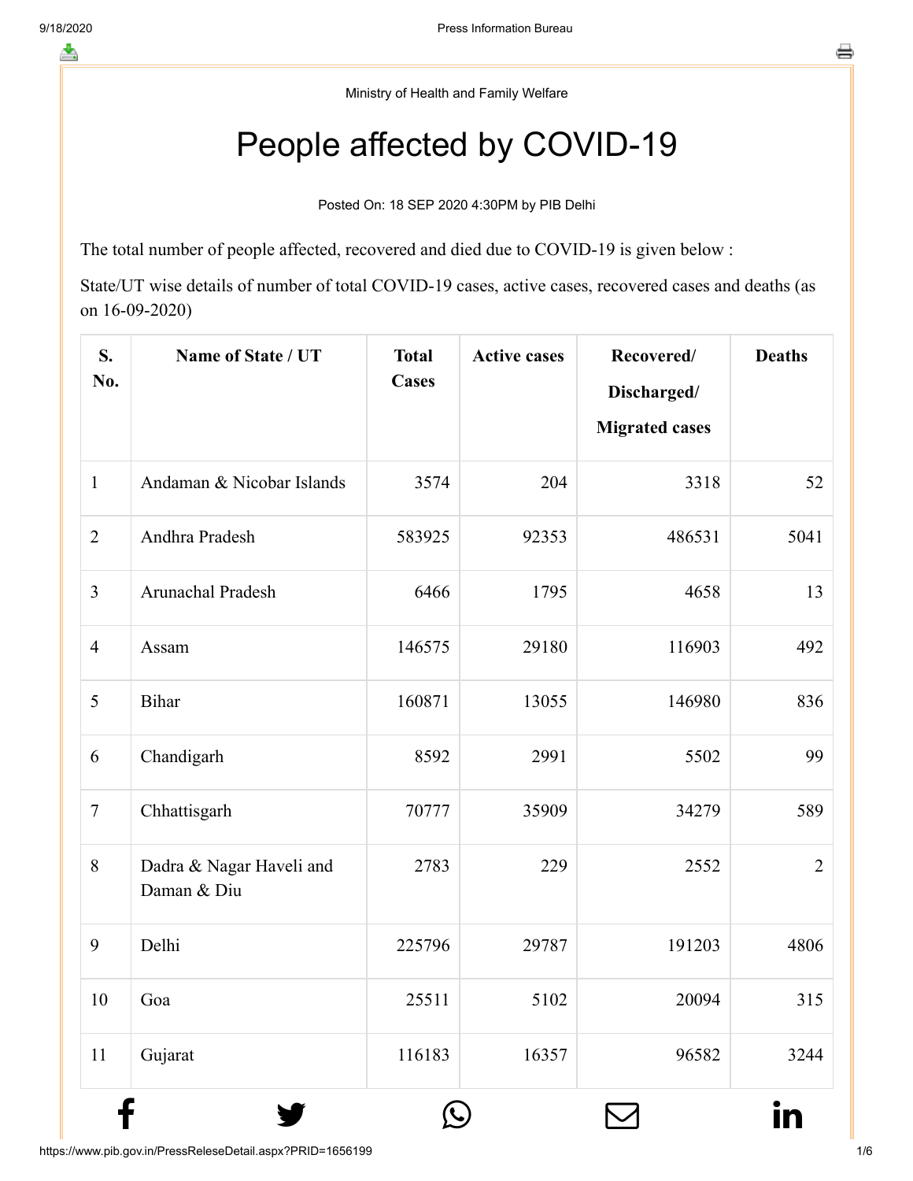Ministry of Health and Family Welfare

# People affected by COVID-19

Posted On: 18 SEP 2020 4:30PM by PIB Delhi

The total number of people affected, recovered and died due to COVID-19 is given below :

State/UT wise details of number of total COVID-19 cases, active cases, recovered cases and deaths (as on 16-09-2020)

| S. No. | Name of State / UT | Total Cases | Active cases | Recovered/ Discharged/ Migrated cases | Deaths |
|---|---|---|---|---|---|
| 1 | Andaman & Nicobar Islands | 3574 | 204 | 3318 | 52 |
| 2 | Andhra Pradesh | 583925 | 92353 | 486531 | 5041 |
| 3 | Arunachal Pradesh | 6466 | 1795 | 4658 | 13 |
| 4 | Assam | 146575 | 29180 | 116903 | 492 |
| 5 | Bihar | 160871 | 13055 | 146980 | 836 |
| 6 | Chandigarh | 8592 | 2991 | 5502 | 99 |
| 7 | Chhattisgarh | 70777 | 35909 | 34279 | 589 |
| 8 | Dadra & Nagar Haveli and Daman & Diu | 2783 | 229 | 2552 | 2 |
| 9 | Delhi | 225796 | 29787 | 191203 | 4806 |
| 10 | Goa | 25511 | 5102 | 20094 | 315 |
| 11 | Gujarat | 116183 | 16357 | 96582 | 3244 |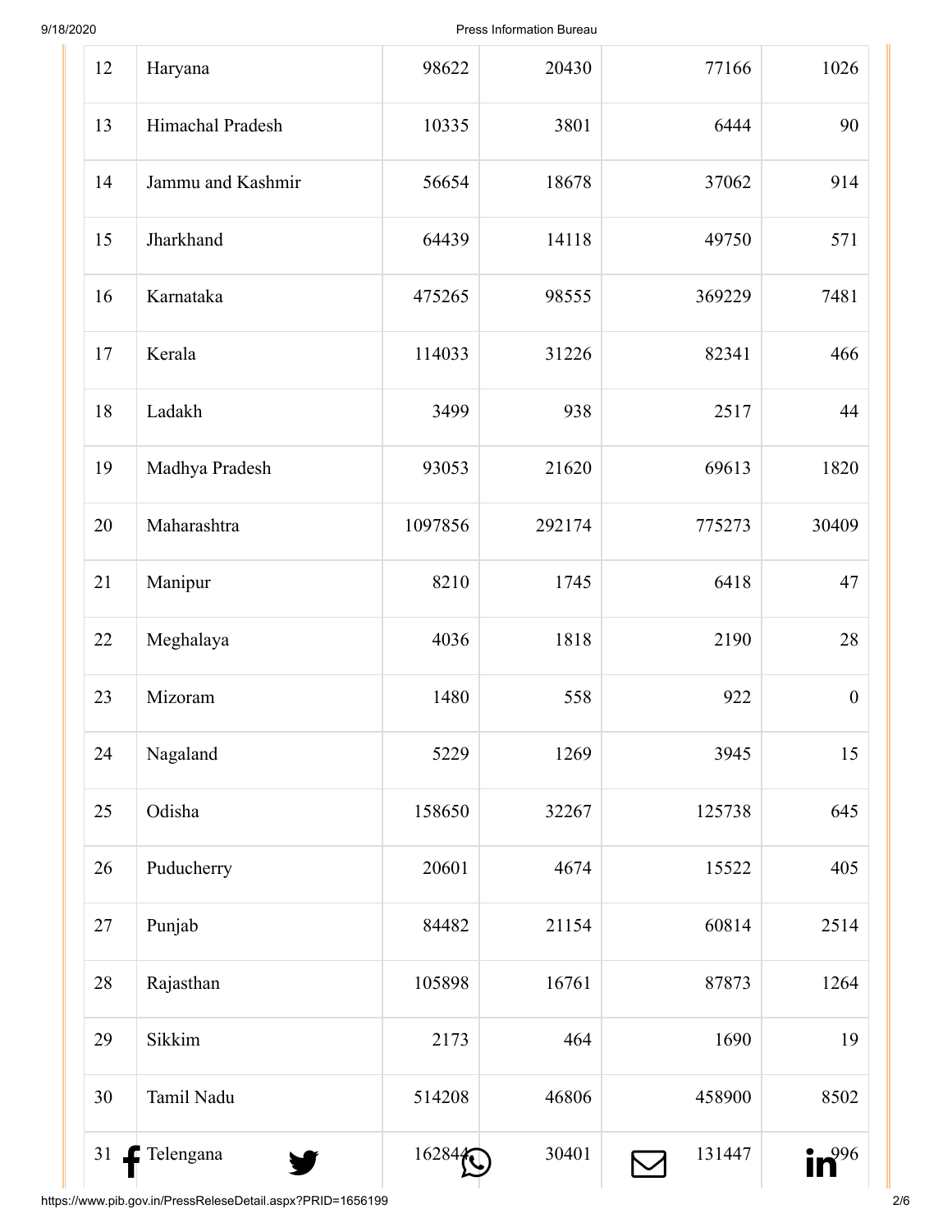| 12 | Haryana | 98622 | 20430 | 77166 | 1026 |
|---|---|---|---|---|---|
| 13 | Himachal Pradesh | 10335 | 3801 | 6444 | 90 |
| 14 | Jammu and Kashmir | 56654 | 18678 | 37062 | 914 |
| 15 | Jharkhand | 64439 | 14118 | 49750 | 571 |
| 16 | Karnataka | 475265 | 98555 | 369229 | 7481 |
| 17 | Kerala | 114033 | 31226 | 82341 | 466 |
| 18 | Ladakh | 3499 | 938 | 2517 | 44 |
| 19 | Madhya Pradesh | 93053 | 21620 | 69613 | 1820 |
| 20 | Maharashtra | 1097856 | 292174 | 775273 | 30409 |
| 21 | Manipur | 8210 | 1745 | 6418 | 47 |
| 22 | Meghalaya | 4036 | 1818 | 2190 | 28 |
| 23 | Mizoram | 1480 | 558 | 922 | 0 |
| 24 | Nagaland | 5229 | 1269 | 3945 | 15 |
| 25 | Odisha | 158650 | 32267 | 125738 | 645 |
| 26 | Puducherry | 20601 | 4674 | 15522 | 405 |
| 27 | Punjab | 84482 | 21154 | 60814 | 2514 |
| 28 | Rajasthan | 105898 | 16761 | 87873 | 1264 |
| 29 | Sikkim | 2173 | 464 | 1690 | 19 |
| 30 | Tamil Nadu | 514208 | 46806 | 458900 | 8502 |
| 31 | Telengana | 162844 | 30401 | 131447 | 996 |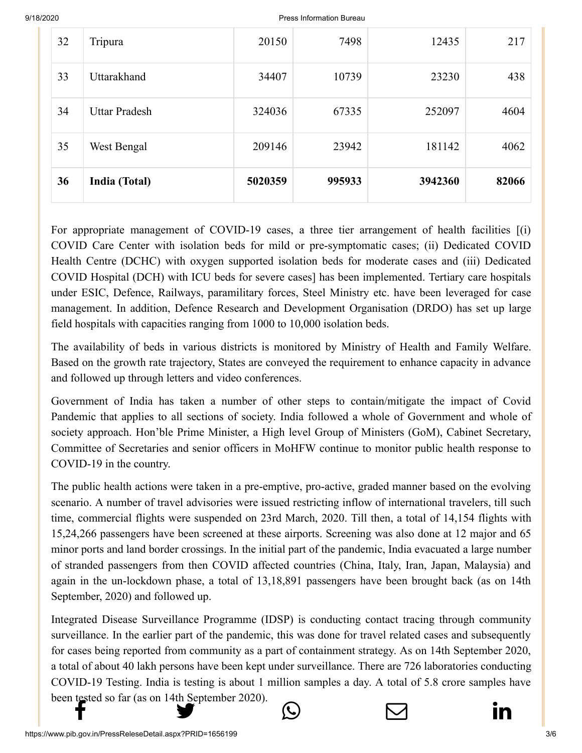| 32 | Tripura | 20150 | 7498 | 12435 | 217 |
|---|---|---|---|---|---|
| 33 | Uttarakhand | 34407 | 10739 | 23230 | 438 |
| 34 | Uttar Pradesh | 324036 | 67335 | 252097 | 4604 |
| 35 | West Bengal | 209146 | 23942 | 181142 | 4062 |
| **36** | **India (Total)** | **5020359** | **995933** | **3942360** | **82066** |

For appropriate management of COVID-19 cases, a three tier arrangement of health facilities [(i) COVID Care Center with isolation beds for mild or pre-symptomatic cases; (ii) Dedicated COVID Health Centre (DCHC) with oxygen supported isolation beds for moderate cases and (iii) Dedicated COVID Hospital (DCH) with ICU beds for severe cases] has been implemented. Tertiary care hospitals under ESIC, Defence, Railways, paramilitary forces, Steel Ministry etc. have been leveraged for case management. In addition, Defence Research and Development Organisation (DRDO) has set up large field hospitals with capacities ranging from 1000 to 10,000 isolation beds.

The availability of beds in various districts is monitored by Ministry of Health and Family Welfare. Based on the growth rate trajectory, States are conveyed the requirement to enhance capacity in advance and followed up through letters and video conferences.

Government of India has taken a number of other steps to contain/mitigate the impact of Covid Pandemic that applies to all sections of society. India followed a whole of Government and whole of society approach. Hon'ble Prime Minister, a High level Group of Ministers (GoM), Cabinet Secretary, Committee of Secretaries and senior officers in MoHFW continue to monitor public health response to COVID-19 in the country.

The public health actions were taken in a pre-emptive, pro-active, graded manner based on the evolving scenario. A number of travel advisories were issued restricting inflow of international travelers, till such time, commercial flights were suspended on 23rd March, 2020. Till then, a total of 14,154 flights with 15,24,266 passengers have been screened at these airports. Screening was also done at 12 major and 65 minor ports and land border crossings. In the initial part of the pandemic, India evacuated a large number of stranded passengers from then COVID affected countries (China, Italy, Iran, Japan, Malaysia) and again in the un-lockdown phase, a total of 13,18,891 passengers have been brought back (as on 14th September, 2020) and followed up.

Integrated Disease Surveillance Programme (IDSP) is conducting contact tracing through community surveillance. In the earlier part of the pandemic, this was done for travel related cases and subsequently for cases being reported from community as a part of containment strategy. As on 14th September 2020, a total of about 40 lakh persons have been kept under surveillance. There are 726 laboratories conducting COVID-19 Testing. India is testing is about 1 million samples a day. A total of 5.8 crore samples have been tested so far (as on 14th September 2020).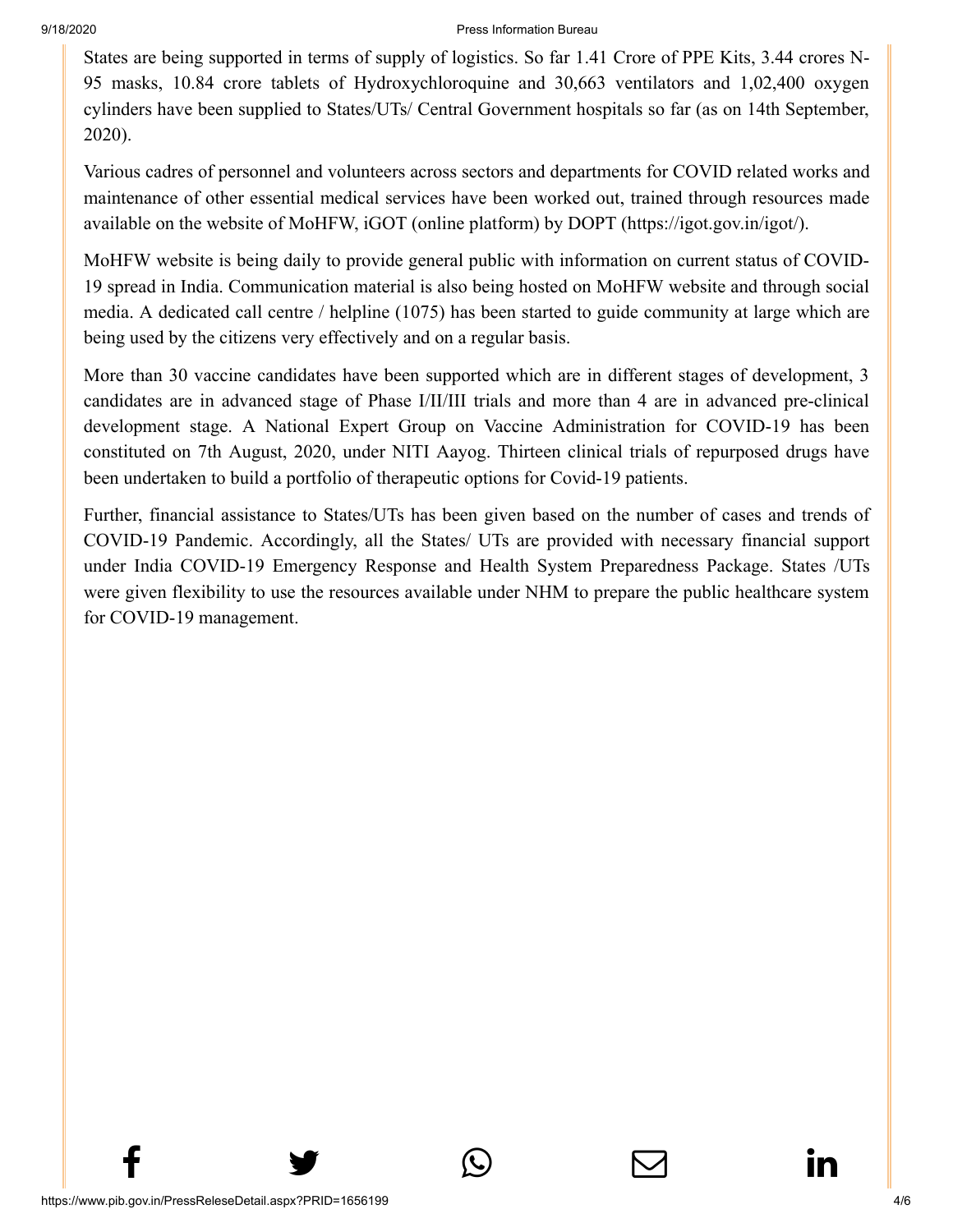States are being supported in terms of supply of logistics. So far 1.41 Crore of PPE Kits, 3.44 crores N-95 masks, 10.84 crore tablets of Hydroxychloroquine and 30,663 ventilators and 1,02,400 oxygen cylinders have been supplied to States/UTs/ Central Government hospitals so far (as on 14th September, 2020).

Various cadres of personnel and volunteers across sectors and departments for COVID related works and maintenance of other essential medical services have been worked out, trained through resources made available on the website of MoHFW, iGOT (online platform) by DOPT (https://igot.gov.in/igot/).

MoHFW website is being daily to provide general public with information on current status of COVID-19 spread in India. Communication material is also being hosted on MoHFW website and through social media. A dedicated call centre / helpline (1075) has been started to guide community at large which are being used by the citizens very effectively and on a regular basis.

More than 30 vaccine candidates have been supported which are in different stages of development, 3 candidates are in advanced stage of Phase I/II/III trials and more than 4 are in advanced pre-clinical development stage. A National Expert Group on Vaccine Administration for COVID-19 has been constituted on 7th August, 2020, under NITI Aayog. Thirteen clinical trials of repurposed drugs have been undertaken to build a portfolio of therapeutic options for Covid-19 patients.

Further, financial assistance to States/UTs has been given based on the number of cases and trends of COVID-19 Pandemic. Accordingly, all the States/ UTs are provided with necessary financial support under India COVID-19 Emergency Response and Health System Preparedness Package. States /UTs were given flexibility to use the resources available under NHM to prepare the public healthcare system for COVID-19 management.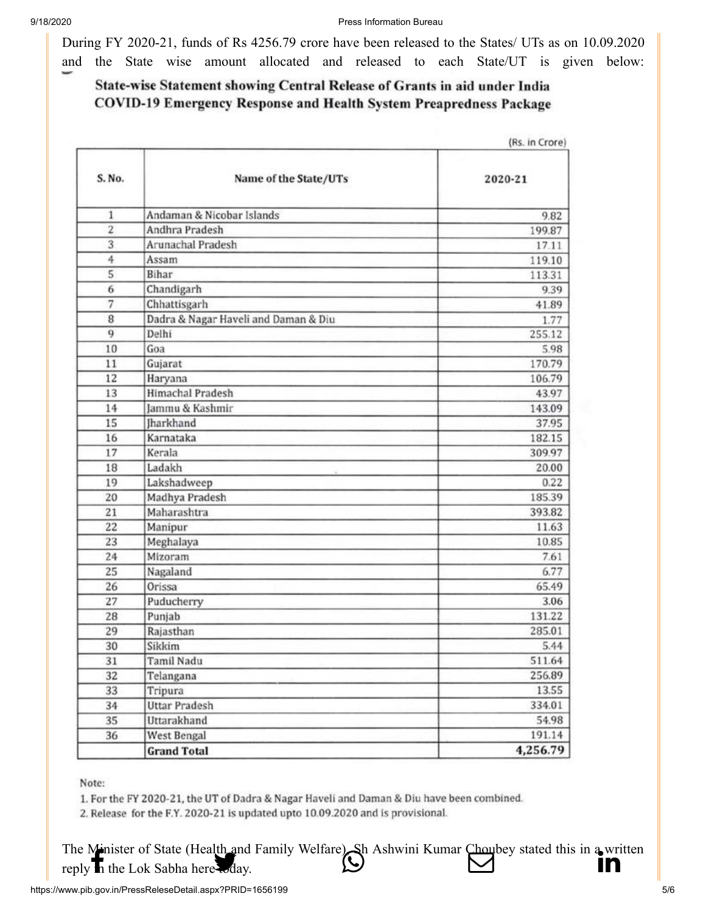During FY 2020-21, funds of Rs 4256.79 crore have been released to the States/ UTs as on 10.09.2020 and the State wise amount allocated and released to each State/UT is given below:

**State-wise Statement showing Central Release of Grants in aid under India COVID-19 Emergency Response and Health System Preapredness Package**

(Rs. in Crore)

| S. No. | Name of the State/UTs | 2020-21 |
|---|---|---|
| 1 | Andaman & Nicobar Islands | 9.82 |
| 2 | Andhra Pradesh | 199.87 |
| 3 | Arunachal Pradesh | 17.11 |
| 4 | Assam | 119.10 |
| 5 | Bihar | 113.31 |
| 6 | Chandigarh | 9.39 |
| 7 | Chhattisgarh | 41.89 |
| 8 | Dadra & Nagar Haveli and Daman & Diu | 1.77 |
| 9 | Delhi | 255.12 |
| 10 | Goa | 5.98 |
| 11 | Gujarat | 170.79 |
| 12 | Haryana | 106.79 |
| 13 | Himachal Pradesh | 43.97 |
| 14 | Jammu & Kashmir | 143.09 |
| 15 | Jharkhand | 37.95 |
| 16 | Karnataka | 182.15 |
| 17 | Kerala | 309.97 |
| 18 | Ladakh | 20.00 |
| 19 | Lakshadweep | 0.22 |
| 20 | Madhya Pradesh | 185.39 |
| 21 | Maharashtra | 393.82 |
| 22 | Manipur | 11.63 |
| 23 | Meghalaya | 10.85 |
| 24 | Mizoram | 7.61 |
| 25 | Nagaland | 6.77 |
| 26 | Orissa | 65.49 |
| 27 | Puducherry | 3.06 |
| 28 | Punjab | 131.22 |
| 29 | Rajasthan | 285.01 |
| 30 | Sikkim | 5.44 |
| 31 | Tamil Nadu | 511.64 |
| 32 | Telangana | 256.89 |
| 33 | Tripura | 13.55 |
| 34 | Uttar Pradesh | 334.01 |
| 35 | Uttarakhand | 54.98 |
| 36 | West Bengal | 191.14 |
| | **Grand Total** | **4,256.79** |

Note:

1. For the FY 2020-21, the UT of Dadra & Nagar Haveli and Daman & Diu have been combined.
2. Release for the F.Y. 2020-21 is updated upto 10.09.2020 and is provisional.

The Minister of State (Health and Family Welfare), Sh Ashwini Kumar Choubey stated this in a written reply in the Lok Sabha here today.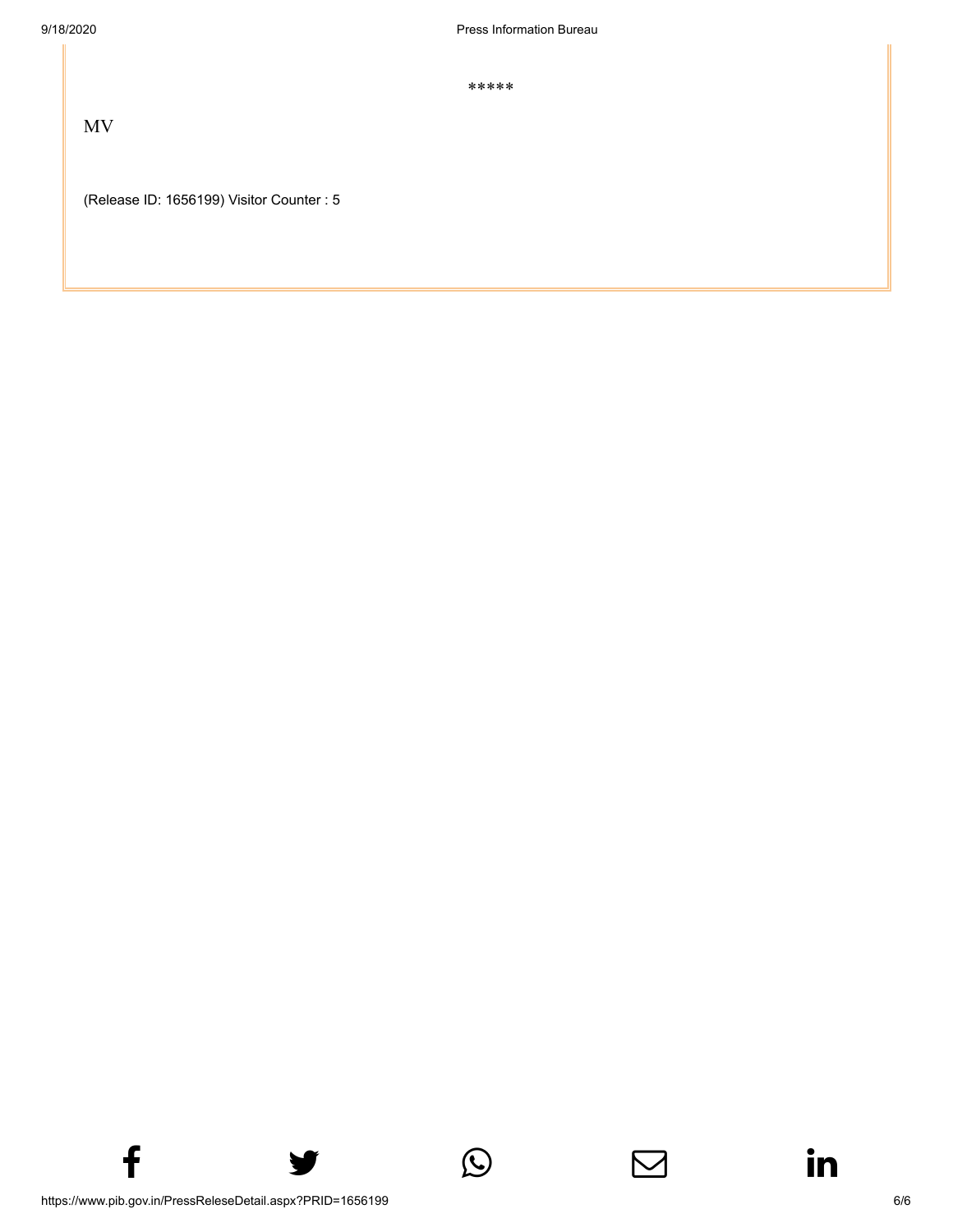*****

MV

(Release ID: 1656199) Visitor Counter : 5